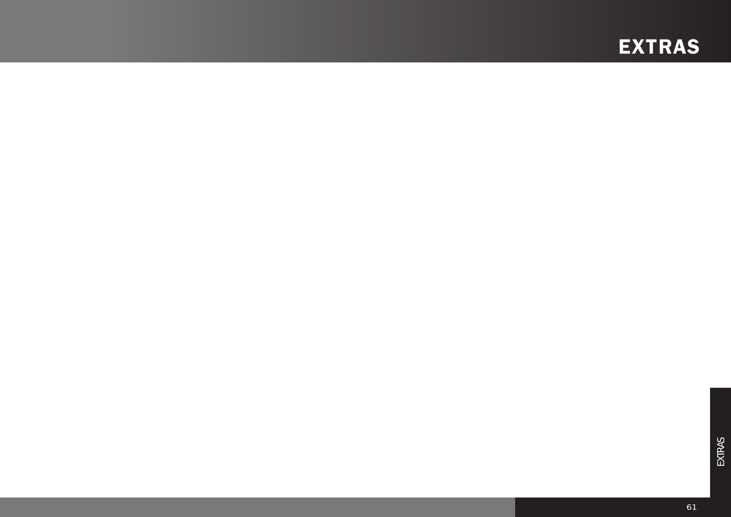# EXTRAS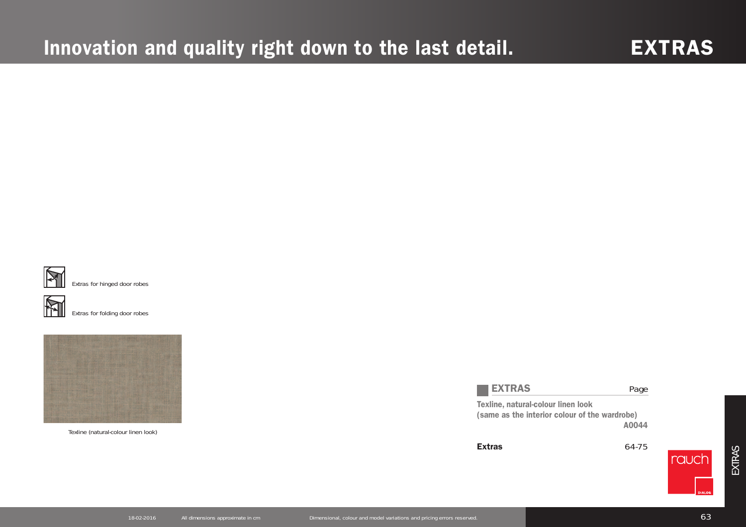# Innovation and quality right down to the last detail.

# EXTRAS

Extras for hinged door robes

Extras for folding door robes

Texline (natural-colour linen look)

| EXTRAS | Page |
|---|---|
| **Texline, natural-colour linen look (same as the interior colour of the wardrobe)** | **A0044** |
| **Extras** | 64-75 |

18-02-2016 All dimensions approximate in cm Dimensional, colour and model variations and pricing errors reserved.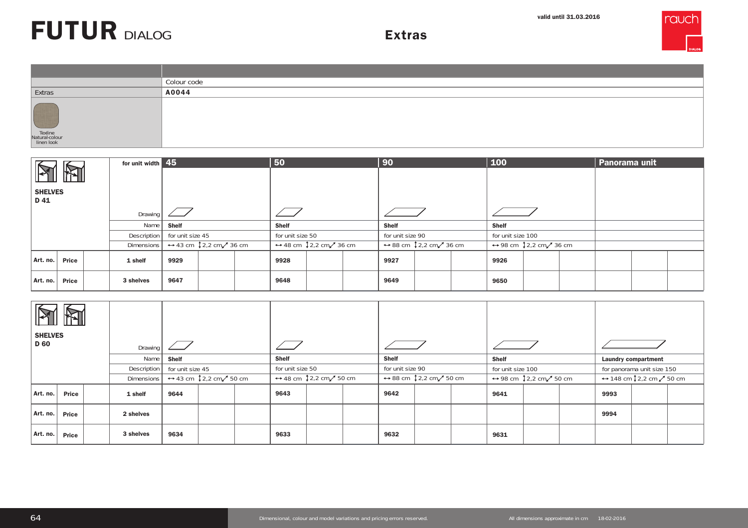# FUTUR DIALOG

## Extras

valid until 31.03.2016

rauch DIALOG

| | Colour code |
|---|---|
| Extras | A0044 |
| Texline Natural-colour linen look | |

**SHELVES D 41**

| for unit width | 45 | | | 50 | | | 90 | | | 100 | | | Panorama unit | | |
|---|---|---|---|---|---|---|---|---|---|---|---|---|---|---|---|
| Drawing | | | | | | | | | | | | | | | |
| Name | Shelf | | | Shelf | | | Shelf | | | Shelf | | | | | |
| Description | for unit size 45 | | | for unit size 50 | | | for unit size 90 | | | for unit size 100 | | | | | |
| Dimensions | ↔ 43 cm ↕ 2,2 cm ↗ 36 cm | | | ↔ 48 cm ↕ 2,2 cm ↗ 36 cm | | | ↔ 88 cm ↕ 2,2 cm ↗ 36 cm | | | ↔ 98 cm ↕ 2,2 cm ↗ 36 cm | | | | | |
| 1 shelf (Art. no. / Price) | 9929 | | | 9928 | | | 9927 | | | 9926 | | | | | |
| 3 shelves (Art. no. / Price) | 9647 | | | 9648 | | | 9649 | | | 9650 | | | | | |

**SHELVES D 60**

| for unit width | 45 | | | 50 | | | 90 | | | 100 | | | Panorama unit | | |
|---|---|---|---|---|---|---|---|---|---|---|---|---|---|---|---|
| Drawing | | | | | | | | | | | | | | | |
| Name | Shelf | | | Shelf | | | Shelf | | | Shelf | | | Laundry compartment | | |
| Description | for unit size 45 | | | for unit size 50 | | | for unit size 90 | | | for unit size 100 | | | for panorama unit size 150 | | |
| Dimensions | ↔ 43 cm ↕ 2,2 cm ↗ 50 cm | | | ↔ 48 cm ↕ 2,2 cm ↗ 50 cm | | | ↔ 88 cm ↕ 2,2 cm ↗ 50 cm | | | ↔ 98 cm ↕ 2,2 cm ↗ 50 cm | | | ↔ 148 cm ↕ 2,2 cm ↗ 50 cm | | |
| 1 shelf (Art. no. / Price) | 9644 | | | 9643 | | | 9642 | | | 9641 | | | 9993 | | |
| 2 shelves (Art. no. / Price) | | | | | | | | | | | | | 9994 | | |
| 3 shelves (Art. no. / Price) | 9634 | | | 9633 | | | 9632 | | | 9631 | | | | | |

Dimensional, colour and model variations and pricing errors reserved.

All dimensions approximate in cm 18-02-2016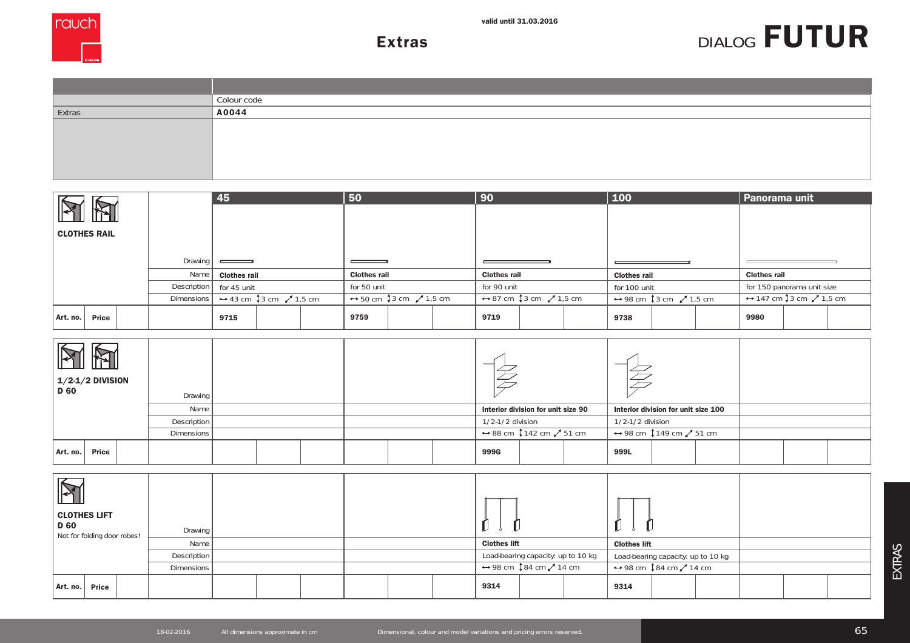valid until 31.03.2016

# Extras

DIALOG **FUTUR**

| | Colour code |
|---|---|
| Extras | **A0044** |

## CLOTHES RAIL

| | | 45 | 50 | 90 | 100 | Panorama unit |
|---|---|---|---|---|---|---|
| | Drawing | | | | | |
| | Name | **Clothes rail** | **Clothes rail** | **Clothes rail** | **Clothes rail** | **Clothes rail** |
| | Description | for 45 unit | for 50 unit | for 90 unit | for 100 unit | for 150 panorama unit size |
| | Dimensions | ↔ 43 cm ↕ 3 cm ⤢ 1,5 cm | ↔ 50 cm ↕ 3 cm ⤢ 1,5 cm | ↔ 87 cm ↕ 3 cm ⤢ 1,5 cm | ↔ 98 cm ↕ 3 cm ⤢ 1,5 cm | ↔ 147 cm ↕ 3 cm ⤢ 1,5 cm |
| **Art. no.** | **Price** | **9715** | **9759** | **9719** | **9738** | **9980** |

## 1/2-1/2 DIVISION D 60

| | | 45 | 50 | 90 | 100 | Panorama unit |
|---|---|---|---|---|---|---|
| | Drawing | | | | | |
| | Name | | | **Interior division for unit size 90** | **Interior division for unit size 100** | |
| | Description | | | 1/2-1/2 division | 1/2-1/2 division | |
| | Dimensions | | | ↔ 88 cm ↕ 142 cm ⤢ 51 cm | ↔ 98 cm ↕ 149 cm ⤢ 51 cm | |
| **Art. no.** | **Price** | | | **999G** | **999L** | |

## CLOTHES LIFT D 60

Not for folding door robes!

| | | 45 | 50 | 90 | 100 | Panorama unit |
|---|---|---|---|---|---|---|
| | Drawing | | | | | |
| | Name | | | **Clothes lift** | **Clothes lift** | |
| | Description | | | Load-bearing capacity: up to 10 kg | Load-bearing capacity: up to 10 kg | |
| | Dimensions | | | ↔ 98 cm ↕ 84 cm ⤢ 14 cm | ↔ 98 cm ↕ 84 cm ⤢ 14 cm | |
| **Art. no.** | **Price** | | | **9314** | **9314** | |

18-02-2016 All dimensions approximate in cm Dimensional, colour and model variations and pricing errors reserved.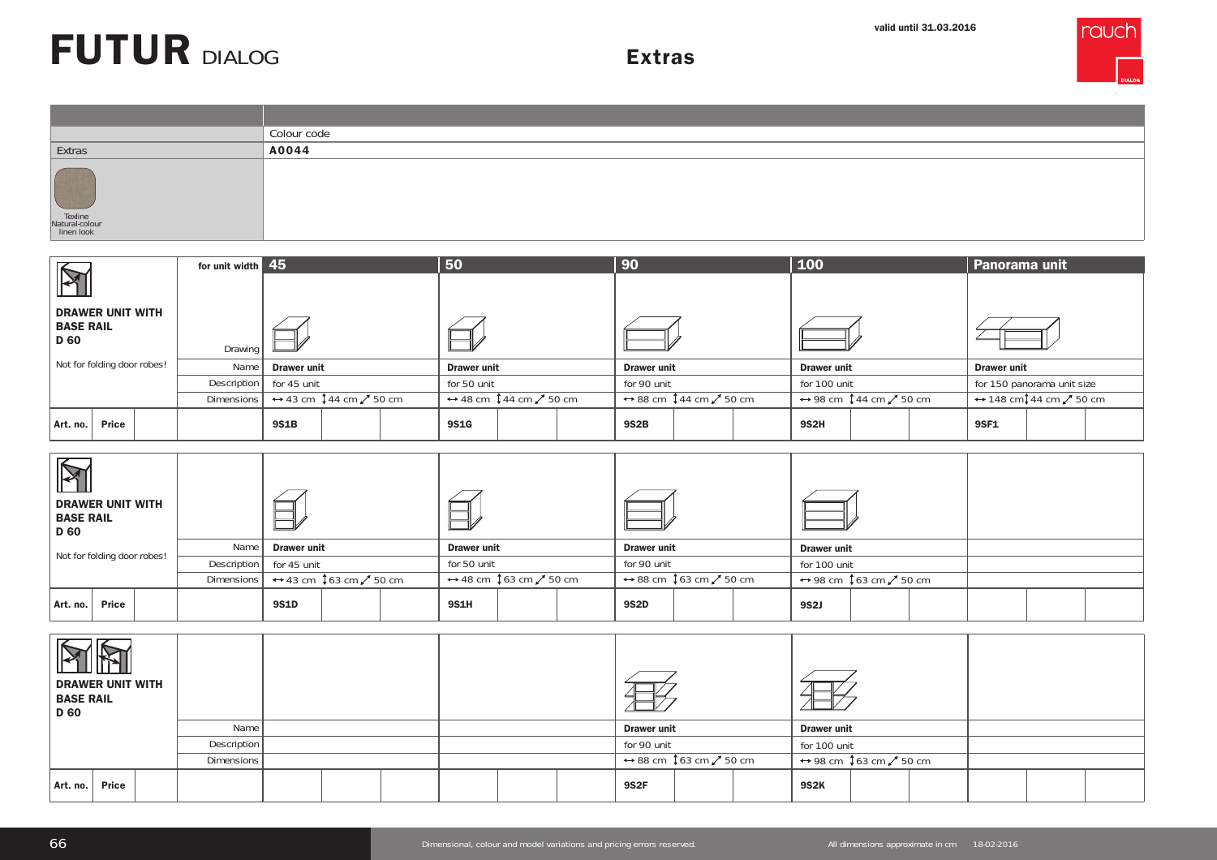# FUTUR DIALOG

valid until 31.03.2016

## Extras

| | Colour code |
|---|---|
| Extras | A0044 |
| Texline Natural-colour linen look | |

| DRAWER UNIT WITH BASE RAIL D 60 | for unit width | 45 | 50 | 90 | 100 | Panorama unit |
|---|---|---|---|---|---|---|
| | Drawing | | | | | |
| Not for folding door robes! | Name | Drawer unit | Drawer unit | Drawer unit | Drawer unit | Drawer unit |
| | Description | for 45 unit | for 50 unit | for 90 unit | for 100 unit | for 150 panorama unit size |
| | Dimensions | ↔ 43 cm ↕ 44 cm ↗ 50 cm | ↔ 48 cm ↕ 44 cm ↗ 50 cm | ↔ 88 cm ↕ 44 cm ↗ 50 cm | ↔ 98 cm ↕ 44 cm ↗ 50 cm | ↔ 148 cm ↕ 44 cm ↗ 50 cm |
| Art. no. / Price | | 9S1B | 9S1G | 9S2B | 9S2H | 9SF1 |

| DRAWER UNIT WITH BASE RAIL D 60 | | | | | | |
|---|---|---|---|---|---|---|
| Not for folding door robes! | Name | Drawer unit | Drawer unit | Drawer unit | Drawer unit | |
| | Description | for 45 unit | for 50 unit | for 90 unit | for 100 unit | |
| | Dimensions | ↔ 43 cm ↕ 63 cm ↗ 50 cm | ↔ 48 cm ↕ 63 cm ↗ 50 cm | ↔ 88 cm ↕ 63 cm ↗ 50 cm | ↔ 98 cm ↕ 63 cm ↗ 50 cm | |
| Art. no. / Price | | 9S1D | 9S1H | 9S2D | 9S2J | |

| DRAWER UNIT WITH BASE RAIL D 60 | | | | | | |
|---|---|---|---|---|---|---|
| | Name | | | Drawer unit | Drawer unit | |
| | Description | | | for 90 unit | for 100 unit | |
| | Dimensions | | | ↔ 88 cm ↕ 63 cm ↗ 50 cm | ↔ 98 cm ↕ 63 cm ↗ 50 cm | |
| Art. no. / Price | | | | 9S2F | 9S2K | |

Dimensional, colour and model variations and pricing errors reserved.

All dimensions approximate in cm 18-02-2016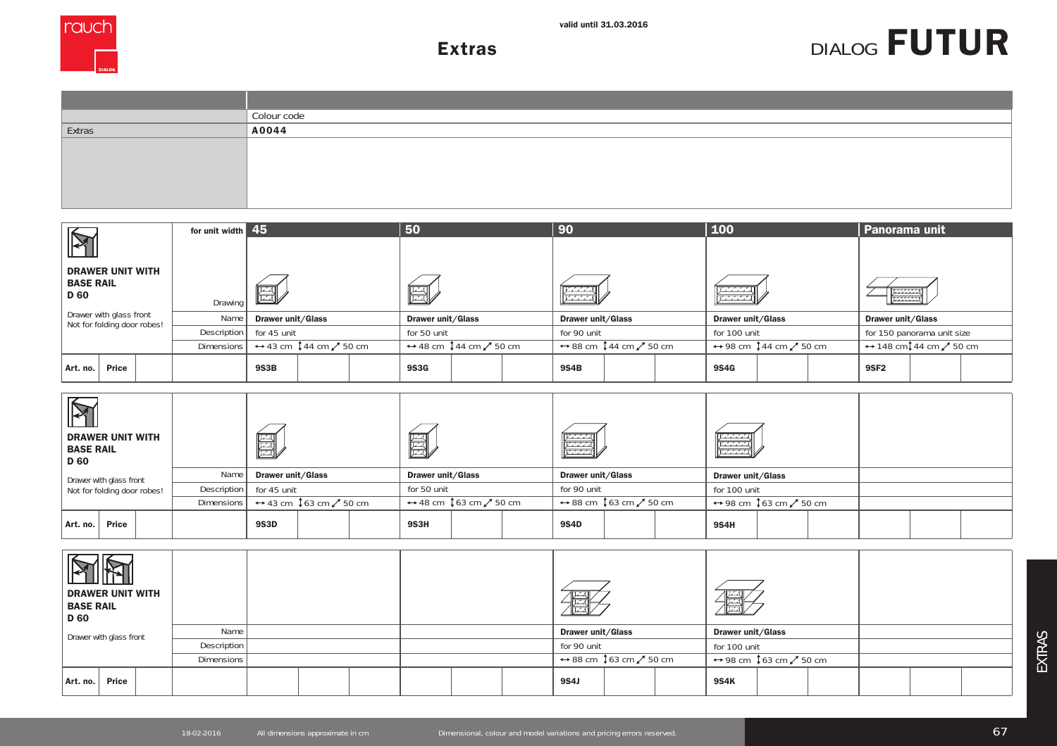# Extras

valid until 31.03.2016

DIALOG **FUTUR**

| | Colour code |
|---|---|
| Extras | **A0044** |

| DRAWER UNIT WITH BASE RAIL D 60 | for unit width | 45 | 50 | 90 | 100 | Panorama unit |
|---|---|---|---|---|---|---|
| Drawer with glass front. Not for folding door robes! | Drawing | | | | | |
| | Name | **Drawer unit/Glass** | **Drawer unit/Glass** | **Drawer unit/Glass** | **Drawer unit/Glass** | **Drawer unit/Glass** |
| | Description | for 45 unit | for 50 unit | for 90 unit | for 100 unit | for 150 panorama unit size |
| | Dimensions | ↔ 43 cm ↕ 44 cm ↗ 50 cm | ↔ 48 cm ↕ 44 cm ↗ 50 cm | ↔ 88 cm ↕ 44 cm ↗ 50 cm | ↔ 98 cm ↕ 44 cm ↗ 50 cm | ↔ 148 cm ↕ 44 cm ↗ 50 cm |
| **Art. no.** | **Price** | **9S3B** | **9S3G** | **9S4B** | **9S4G** | **9SF2** |

| DRAWER UNIT WITH BASE RAIL D 60 | | 45 | 50 | 90 | 100 | Panorama unit |
|---|---|---|---|---|---|---|
| Drawer with glass front. Not for folding door robes! | Name | **Drawer unit/Glass** | **Drawer unit/Glass** | **Drawer unit/Glass** | **Drawer unit/Glass** | |
| | Description | for 45 unit | for 50 unit | for 90 unit | for 100 unit | |
| | Dimensions | ↔ 43 cm ↕ 63 cm ↗ 50 cm | ↔ 48 cm ↕ 63 cm ↗ 50 cm | ↔ 88 cm ↕ 63 cm ↗ 50 cm | ↔ 98 cm ↕ 63 cm ↗ 50 cm | |
| **Art. no.** | **Price** | **9S3D** | **9S3H** | **9S4D** | **9S4H** | |

| DRAWER UNIT WITH BASE RAIL D 60 | | 45 | 50 | 90 | 100 | Panorama unit |
|---|---|---|---|---|---|---|
| Drawer with glass front | Name | | | **Drawer unit/Glass** | **Drawer unit/Glass** | |
| | Description | | | for 90 unit | for 100 unit | |
| | Dimensions | | | ↔ 88 cm ↕ 63 cm ↗ 50 cm | ↔ 98 cm ↕ 63 cm ↗ 50 cm | |
| **Art. no.** | **Price** | | | **9S4J** | **9S4K** | |

18-02-2016 All dimensions approximate in cm Dimensional, colour and model variations and pricing errors reserved.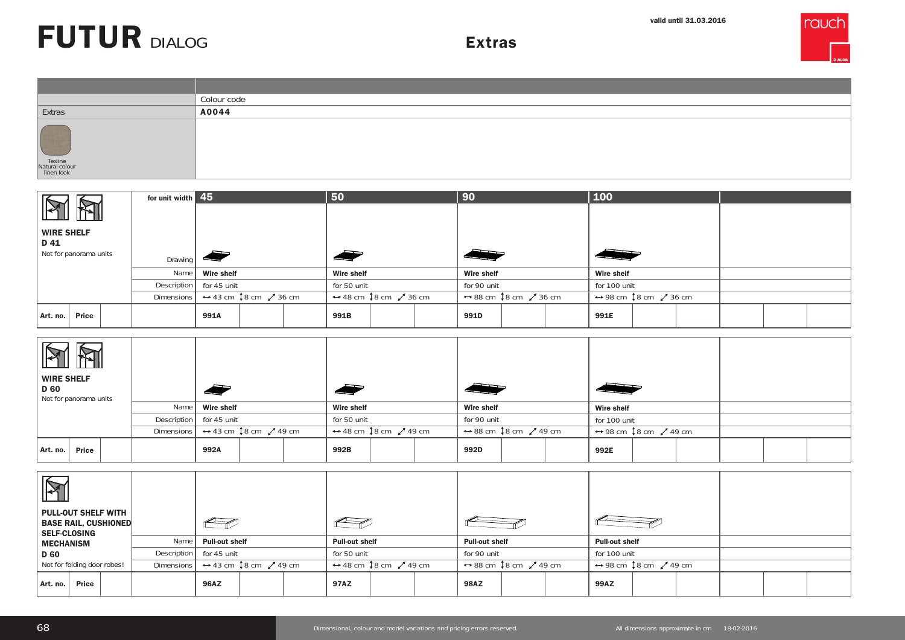# FUTUR DIALOG

valid until 31.03.2016

## Extras

| | Colour code |
|---|---|
| Extras | A0044 |
| Texline Natural-colour linen look | |

### WIRE SHELF D 41

Not for panorama units

| for unit width | 45 | | | 50 | | | 90 | | | 100 | | | | | |
|---|---|---|---|---|---|---|---|---|---|---|---|---|---|---|---|
| Drawing | | | | | | | | | | | | | | | |
| Name | Wire shelf | | | Wire shelf | | | Wire shelf | | | Wire shelf | | | | | |
| Description | for 45 unit | | | for 50 unit | | | for 90 unit | | | for 100 unit | | | | | |
| Dimensions | ↔ 43 cm ↕ 8 cm ↗ 36 cm | | | ↔ 48 cm ↕ 8 cm ↗ 36 cm | | | ↔ 88 cm ↕ 8 cm ↗ 36 cm | | | ↔ 98 cm ↕ 8 cm ↗ 36 cm | | | | | |
| Art. no. / Price | 991A | | | 991B | | | 991D | | | 991E | | | | | |

### WIRE SHELF D 60

Not for panorama units

| | | | | | | | | | | | | | | | |
|---|---|---|---|---|---|---|---|---|---|---|---|---|---|---|---|
| Name | Wire shelf | | | Wire shelf | | | Wire shelf | | | Wire shelf | | | | | |
| Description | for 45 unit | | | for 50 unit | | | for 90 unit | | | for 100 unit | | | | | |
| Dimensions | ↔ 43 cm ↕ 8 cm ↗ 49 cm | | | ↔ 48 cm ↕ 8 cm ↗ 49 cm | | | ↔ 88 cm ↕ 8 cm ↗ 49 cm | | | ↔ 98 cm ↕ 8 cm ↗ 49 cm | | | | | |
| Art. no. / Price | 992A | | | 992B | | | 992D | | | 992E | | | | | |

### PULL-OUT SHELF WITH BASE RAIL, CUSHIONED SELF-CLOSING MECHANISM D 60

Not for folding door robes!

| | | | | | | | | | | | | | | | |
|---|---|---|---|---|---|---|---|---|---|---|---|---|---|---|---|
| Name | Pull-out shelf | | | Pull-out shelf | | | Pull-out shelf | | | Pull-out shelf | | | | | |
| Description | for 45 unit | | | for 50 unit | | | for 90 unit | | | for 100 unit | | | | | |
| Dimensions | ↔ 43 cm ↕ 8 cm ↗ 49 cm | | | ↔ 48 cm ↕ 8 cm ↗ 49 cm | | | ↔ 88 cm ↕ 8 cm ↗ 49 cm | | | ↔ 98 cm ↕ 8 cm ↗ 49 cm | | | | | |
| Art. no. / Price | 96AZ | | | 97AZ | | | 98AZ | | | 99AZ | | | | | |

Dimensional, colour and model variations and pricing errors reserved.

All dimensions approximate in cm 18-02-2016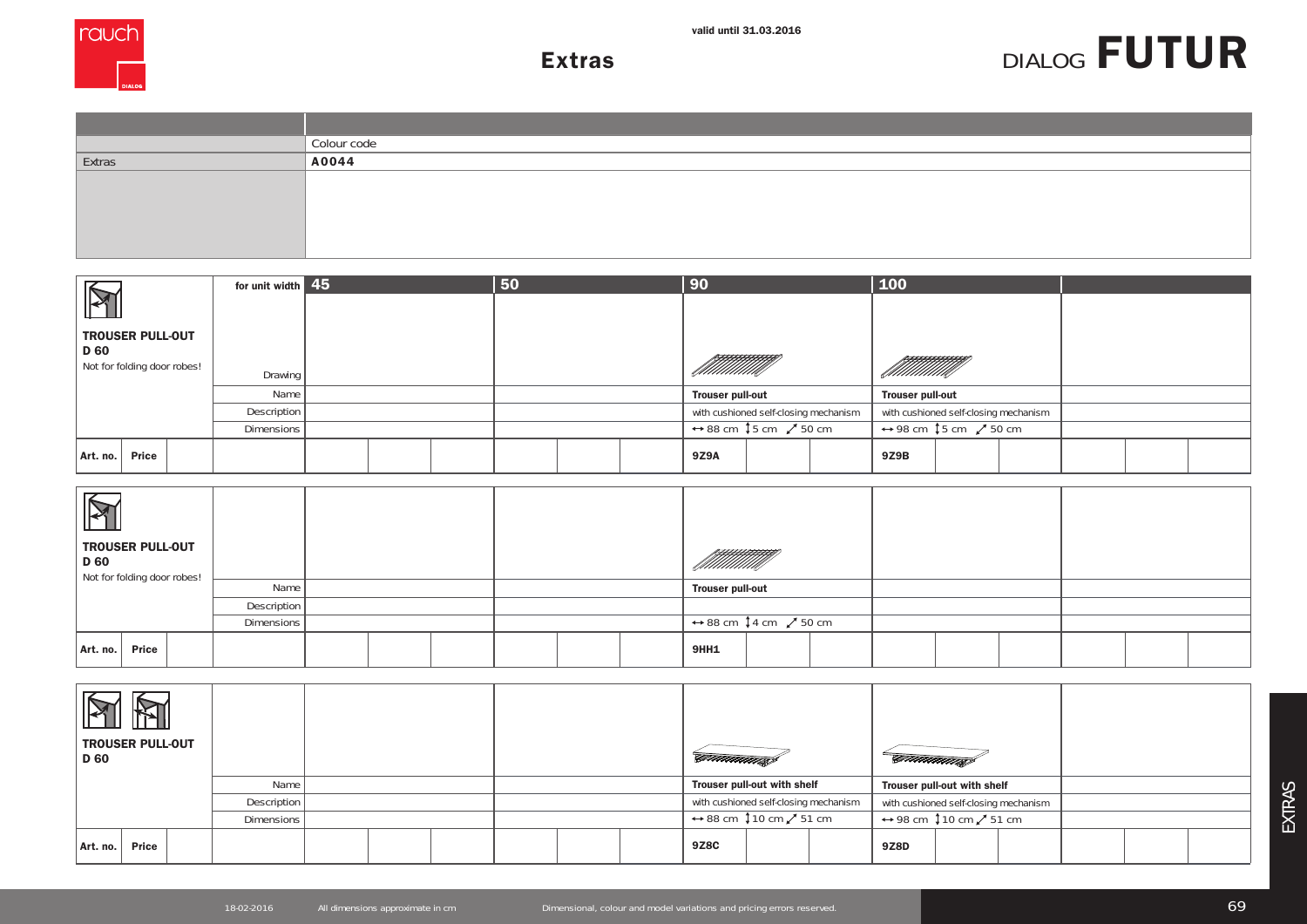valid until 31.03.2016

# Extras

DIALOG **FUTUR**

| | Colour code |
|---|---|
| Extras | A0044 |

**TROUSER PULL-OUT D 60**
Not for folding door robes!

| for unit width | 45 | 50 | 90 | 100 | |
|---|---|---|---|---|---|
| Drawing | | | | | |
| Name | | | **Trouser pull-out** | **Trouser pull-out** | |
| Description | | | with cushioned self-closing mechanism | with cushioned self-closing mechanism | |
| Dimensions | | | ↔ 88 cm ↕ 5 cm ⤢ 50 cm | ↔ 98 cm ↕ 5 cm ⤢ 50 cm | |
| Art. no. / Price | | | 9Z9A | 9Z9B | |

**TROUSER PULL-OUT D 60**
Not for folding door robes!

| for unit width | 45 | 50 | 90 | 100 | |
|---|---|---|---|---|---|
| Name | | | **Trouser pull-out** | | |
| Description | | | | | |
| Dimensions | | | ↔ 88 cm ↕ 4 cm ⤢ 50 cm | | |
| Art. no. / Price | | | 9HH1 | | |

**TROUSER PULL-OUT D 60**

| for unit width | 45 | 50 | 90 | 100 | |
|---|---|---|---|---|---|
| Name | | | **Trouser pull-out with shelf** | **Trouser pull-out with shelf** | |
| Description | | | with cushioned self-closing mechanism | with cushioned self-closing mechanism | |
| Dimensions | | | ↔ 88 cm ↕ 10 cm ⤢ 51 cm | ↔ 98 cm ↕ 10 cm ⤢ 51 cm | |
| Art. no. / Price | | | 9Z8C | 9Z8D | |

18-02-2016 All dimensions approximate in cm Dimensional, colour and model variations and pricing errors reserved.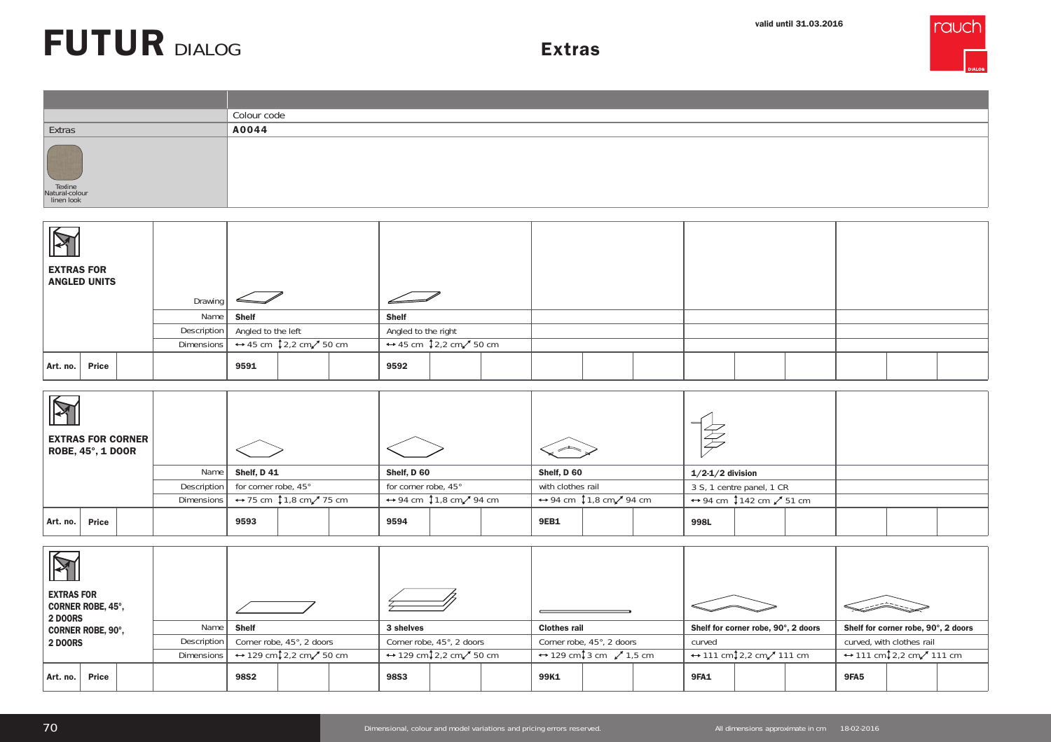# FUTUR DIALOG

## Extras

valid until 31.03.2016

| | Colour code |
|---|---|
| Extras | A0044 |
| Texline Natural-colour linen look | |

### EXTRAS FOR ANGLED UNITS

| | Drawing | | |
|---|---|---|---|
| | Name | Shelf | Shelf |
| | Description | Angled to the left | Angled to the right |
| | Dimensions | ↔ 45 cm ↕ 2,2 cm ↗ 50 cm | ↔ 45 cm ↕ 2,2 cm ↗ 50 cm |
| Art. no. / Price | | 9591 | 9592 |

### EXTRAS FOR CORNER ROBE, 45°, 1 DOOR

| | | | | | |
|---|---|---|---|---|---|
| | Name | Shelf, D 41 | Shelf, D 60 | Shelf, D 60 | 1/2-1/2 division |
| | Description | for corner robe, 45° | for corner robe, 45° | with clothes rail | 3 S, 1 centre panel, 1 CR |
| | Dimensions | ↔ 75 cm ↕ 1,8 cm ↗ 75 cm | ↔ 94 cm ↕ 1,8 cm ↗ 94 cm | ↔ 94 cm ↕ 1,8 cm ↗ 94 cm | ↔ 94 cm ↕ 142 cm ↗ 51 cm |
| Art. no. / Price | | 9593 | 9594 | 9EB1 | 998L |

### EXTRAS FOR CORNER ROBE, 45°, 2 DOORS / CORNER ROBE, 90°, 2 DOORS

| | | | | | | |
|---|---|---|---|---|---|---|
| | Name | Shelf | 3 shelves | Clothes rail | Shelf for corner robe, 90°, 2 doors | Shelf for corner robe, 90°, 2 doors |
| | Description | Corner robe, 45°, 2 doors | Corner robe, 45°, 2 doors | Corner robe, 45°, 2 doors | curved | curved, with clothes rail |
| | Dimensions | ↔ 129 cm ↕ 2,2 cm ↗ 50 cm | ↔ 129 cm ↕ 2,2 cm ↗ 50 cm | ↔ 129 cm ↕ 3 cm ↗ 1,5 cm | ↔ 111 cm ↕ 2,2 cm ↗ 111 cm | ↔ 111 cm ↕ 2,2 cm ↗ 111 cm |
| Art. no. / Price | | 98S2 | 98S3 | 99K1 | 9FA1 | 9FA5 |

Dimensional, colour and model variations and pricing errors reserved. All dimensions approximate in cm 18-02-2016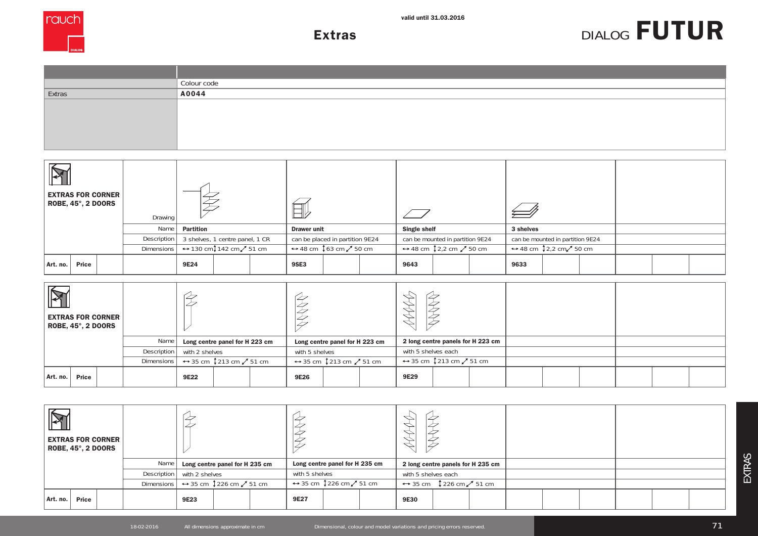# Extras

valid until 31.03.2016

DIALOG **FUTUR**

| | |
|---|---|
| | Colour code |
| Extras | **A0044** |

**EXTRAS FOR CORNER ROBE, 45°, 2 DOORS**

| | | Partition | Drawer unit | Single shelf | 3 shelves | |
|---|---|---|---|---|---|---|
| | Drawing | | | | | |
| | Name | **Partition** | **Drawer unit** | **Single shelf** | **3 shelves** | |
| | Description | 3 shelves, 1 centre panel, 1 CR | can be placed in partition 9E24 | can be mounted in partition 9E24 | can be mounted in partition 9E24 | |
| | Dimensions | ↔ 130 cm ↕ 142 cm ↗ 51 cm | ↔ 48 cm ↕ 63 cm ↗ 50 cm | ↔ 48 cm ↕ 2,2 cm ↗ 50 cm | ↔ 48 cm ↕ 2,2 cm ↗ 50 cm | |
| **Art. no.** | **Price** | **9E24** | **9SE3** | **9643** | **9633** | |

**EXTRAS FOR CORNER ROBE, 45°, 2 DOORS**

| | | | | | | |
|---|---|---|---|---|---|---|
| | Name | **Long centre panel for H 223 cm** | **Long centre panel for H 223 cm** | **2 long centre panels for H 223 cm** | | |
| | Description | with 2 shelves | with 5 shelves | with 5 shelves each | | |
| | Dimensions | ↔ 35 cm ↕ 213 cm ↗ 51 cm | ↔ 35 cm ↕ 213 cm ↗ 51 cm | ↔ 35 cm ↕ 213 cm ↗ 51 cm | | |
| **Art. no.** | **Price** | **9E22** | **9E26** | **9E29** | | |

**EXTRAS FOR CORNER ROBE, 45°, 2 DOORS**

| | | | | | | |
|---|---|---|---|---|---|---|
| | Name | **Long centre panel for H 235 cm** | **Long centre panel for H 235 cm** | **2 long centre panels for H 235 cm** | | |
| | Description | with 2 shelves | with 5 shelves | with 5 shelves each | | |
| | Dimensions | ↔ 35 cm ↕ 226 cm ↗ 51 cm | ↔ 35 cm ↕ 226 cm ↗ 51 cm | ↔ 35 cm ↕ 226 cm ↗ 51 cm | | |
| **Art. no.** | **Price** | **9E23** | **9E27** | **9E30** | | |

18-02-2016 All dimensions approximate in cm Dimensional, colour and model variations and pricing errors reserved.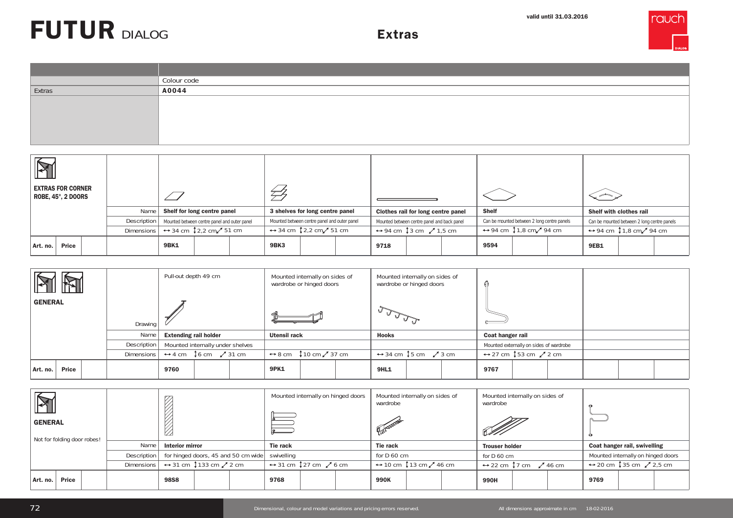# FUTUR DIALOG

## Extras

valid until 31.03.2016

| | |
|---|---|
| | Colour code |
| Extras | **A0044** |

### EXTRAS FOR CORNER ROBE, 45°, 2 DOORS

| | | | | | |
|---|---|---|---|---|---|
| Name | **Shelf for long centre panel** | **3 shelves for long centre panel** | **Clothes rail for long centre panel** | **Shelf** | **Shelf with clothes rail** |
| Description | Mounted between centre panel and outer panel | Mounted between centre panel and outer panel | Mounted between centre panel and back panel | Can be mounted between 2 long centre panels | Can be mounted between 2 long centre panels |
| Dimensions | ↔ 34 cm ↕ 2,2 cm ↗ 51 cm | ↔ 34 cm ↕ 2,2 cm ↗ 51 cm | ↔ 94 cm ↕ 3 cm ↗ 1,5 cm | ↔ 94 cm ↕ 1,8 cm ↗ 94 cm | ↔ 94 cm ↕ 1,8 cm ↗ 94 cm |
| **Art. no.** | **9BK1** | **9BK3** | **9718** | **9594** | **9EB1** |
| **Price** | | | | | |

### GENERAL

| | | | | | |
|---|---|---|---|---|---|
| Drawing | Pull-out depth 49 cm | Mounted internally on sides of wardrobe or hinged doors | Mounted internally on sides of wardrobe or hinged doors | | |
| Name | **Extending rail holder** | **Utensil rack** | **Hooks** | **Coat hanger rail** | |
| Description | Mounted internally under shelves | | | Mounted externally on sides of wardrobe | |
| Dimensions | ↔ 4 cm ↕ 6 cm ↗ 31 cm | ↔ 8 cm ↕ 10 cm ↗ 37 cm | ↔ 34 cm ↕ 5 cm ↗ 3 cm | ↔ 27 cm ↕ 53 cm ↗ 2 cm | |
| **Art. no.** | **9760** | **9PK1** | **9HL1** | **9767** | |
| **Price** | | | | | |

### GENERAL

Not for folding door robes!

| | | | | | |
|---|---|---|---|---|---|
| | | Mounted internally on hinged doors | Mounted internally on sides of wardrobe | Mounted internally on sides of wardrobe | |
| Name | **Interior mirror** | **Tie rack** | **Tie rack** | **Trouser holder** | **Coat hanger rail, swivelling** |
| Description | for hinged doors, 45 and 50 cm wide | swivelling | for D 60 cm | for D 60 cm | Mounted internally on hinged doors |
| Dimensions | ↔ 31 cm ↕ 133 cm ↗ 2 cm | ↔ 31 cm ↕ 27 cm ↗ 6 cm | ↔ 10 cm ↕ 13 cm ↗ 46 cm | ↔ 22 cm ↕ 7 cm ↗ 46 cm | ↔ 20 cm ↕ 35 cm ↗ 2,5 cm |
| **Art. no.** | **98S8** | **9768** | **990K** | **990H** | **9769** |
| **Price** | | | | | |

Dimensional, colour and model variations and pricing errors reserved.

All dimensions approximate in cm 18-02-2016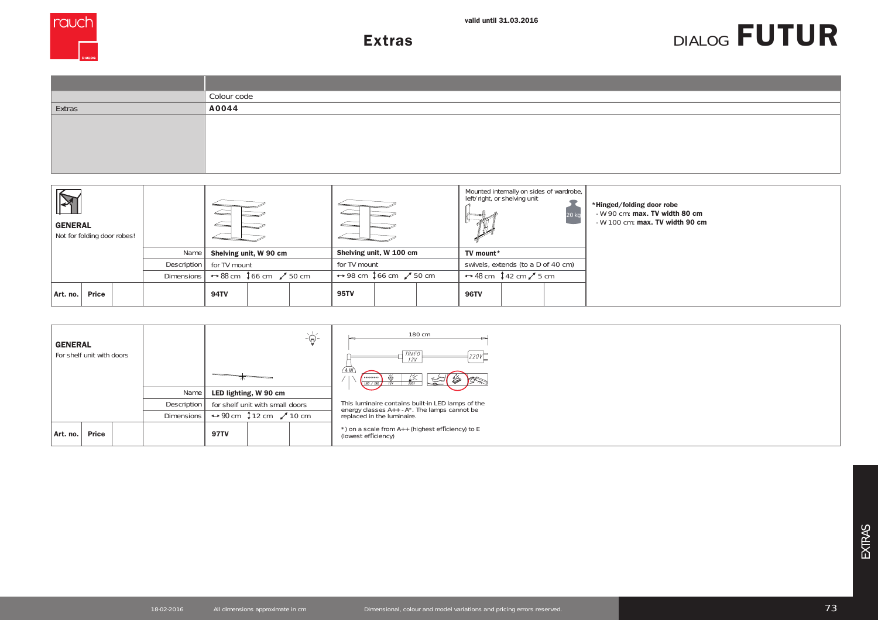valid until 31.03.2016

# Extras

DIALOG **FUTUR**

| | |
|---|---|
| | Colour code |
| Extras | A0044 |

| **GENERAL** Not for folding door robes! | | | | |
|---|---|---|---|---|
| | Name | **Shelving unit, W 90 cm** | **Shelving unit, W 100 cm** | **TV mount*** |
| | Description | for TV mount | for TV mount | swivels, extends (to a D of 40 cm) |
| | Dimensions | ↔ 88 cm ↕ 66 cm ⤢ 50 cm | ↔ 98 cm ↕ 66 cm ⤢ 50 cm | ↔ 48 cm ↕ 42 cm ⤢ 5 cm |
| **Art. no.** / **Price** | | **94TV** | **95TV** | **96TV** |

TV mount: Mounted internally on sides of wardrobe, left/right, or shelving unit. 20 kg

***Hinged/folding door robe**
- W 90 cm: **max. TV width 80 cm**
- W 100 cm: **max. TV width 90 cm**

| **GENERAL** For shelf unit with doors | | |
|---|---|---|
| | Name | **LED lighting, W 90 cm** |
| | Description | for shelf unit with small doors |
| | Dimensions | ↔ 90 cm ↕ 12 cm ⤢ 10 cm |
| **Art. no.** / **Price** | | **97TV** |

180 cm, TRAFO 12V, 220V, 4 W

This luminaire contains built-in LED lamps of the energy classes A++ - A*. The lamps cannot be replaced in the luminaire.

*) on a scale from A++ (highest efficiency) to E (lowest efficiency)

18-02-2016 All dimensions approximate in cm Dimensional, colour and model variations and pricing errors reserved.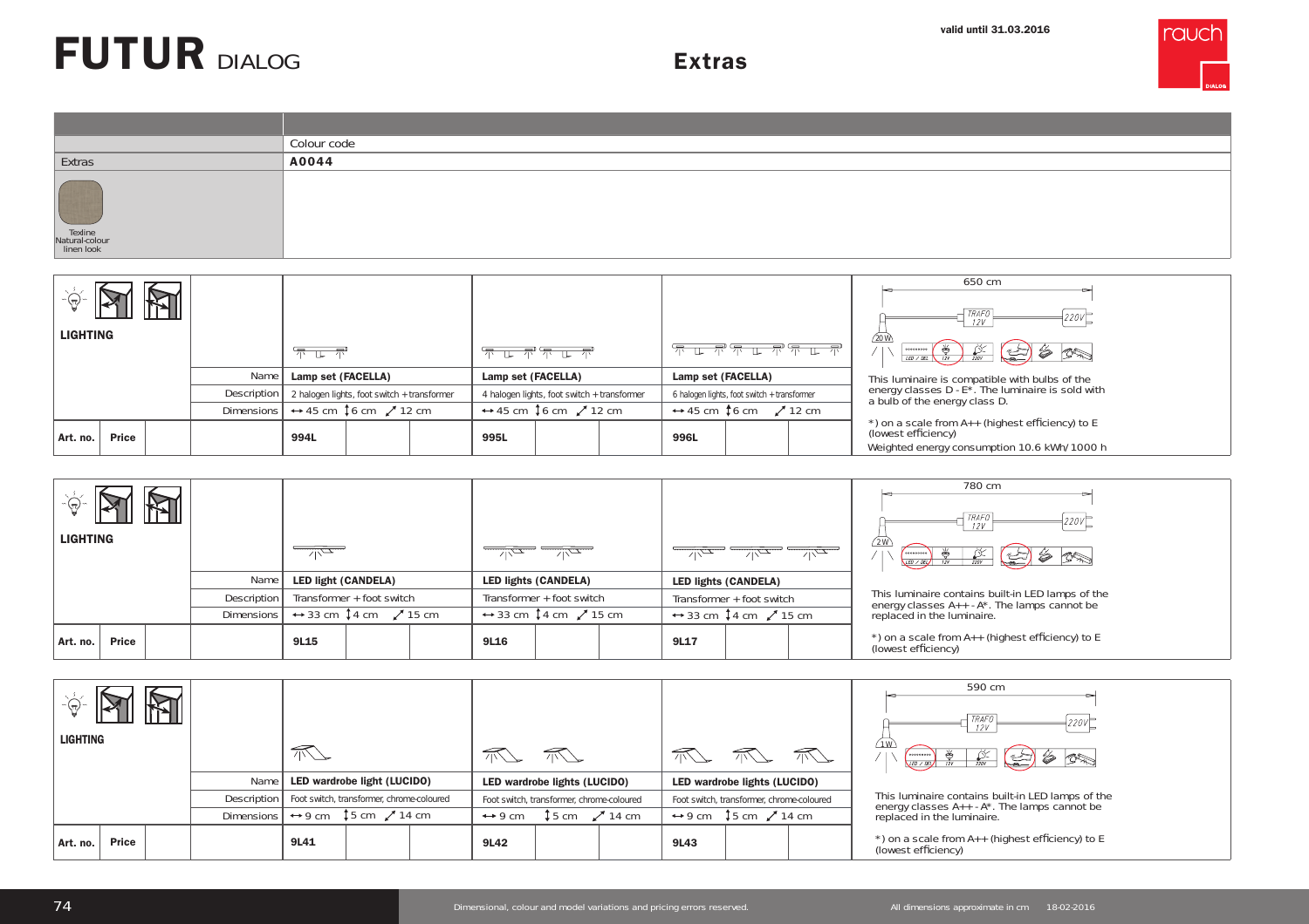# FUTUR DIALOG

valid until 31.03.2016

## Extras

| | Colour code |
|---|---|
| Extras | A0044 |
| Texline Natural-colour linen look | |

### LIGHTING

| | Name | Lamp set (FACELLA) | | | Lamp set (FACELLA) | | | Lamp set (FACELLA) | | |
|---|---|---|---|---|---|---|---|---|---|---|
| | Description | 2 halogen lights, foot switch + transformer | | | 4 halogen lights, foot switch + transformer | | | 6 halogen lights, foot switch + transformer | | |
| | Dimensions | ↔ 45 cm ↕ 6 cm ⤢ 12 cm | | | ↔ 45 cm ↕ 6 cm ⤢ 12 cm | | | ↔ 45 cm ↕ 6 cm ⤢ 12 cm | | |
| Art. no. | Price | 994L | | | 995L | | | 996L | | |

650 cm — TRAFO 12V — 220V — 20 W — LED / DEL — 12V — 220V

This luminaire is compatible with bulbs of the energy classes D - E*. The luminaire is sold with a bulb of the energy class D.

*) on a scale from A++ (highest efficiency) to E (lowest efficiency)

Weighted energy consumption 10.6 kWh/1000 h

### LIGHTING

| | Name | LED light (CANDELA) | | | LED lights (CANDELA) | | | LED lights (CANDELA) | | |
|---|---|---|---|---|---|---|---|---|---|---|
| | Description | Transformer + foot switch | | | Transformer + foot switch | | | Transformer + foot switch | | |
| | Dimensions | ↔ 33 cm ↕ 4 cm ⤢ 15 cm | | | ↔ 33 cm ↕ 4 cm ⤢ 15 cm | | | ↔ 33 cm ↕ 4 cm ⤢ 15 cm | | |
| Art. no. | Price | 9L15 | | | 9L16 | | | 9L17 | | |

780 cm — TRAFO 12V — 220V — 2 W — LED / DEL — 12V — 220V

This luminaire contains built-in LED lamps of the energy classes A++ - A*. The lamps cannot be replaced in the luminaire.

*) on a scale from A++ (highest efficiency) to E (lowest efficiency)

### LIGHTING

| | Name | LED wardrobe light (LUCIDO) | | | LED wardrobe lights (LUCIDO) | | | LED wardrobe lights (LUCIDO) | | |
|---|---|---|---|---|---|---|---|---|---|---|
| | Description | Foot switch, transformer, chrome-coloured | | | Foot switch, transformer, chrome-coloured | | | Foot switch, transformer, chrome-coloured | | |
| | Dimensions | ↔ 9 cm ↕ 5 cm ⤢ 14 cm | | | ↔ 9 cm ↕ 5 cm ⤢ 14 cm | | | ↔ 9 cm ↕ 5 cm ⤢ 14 cm | | |
| Art. no. | Price | 9L41 | | | 9L42 | | | 9L43 | | |

590 cm — TRAFO 12V — 220V — 1 W — LED / DEL — 12V — 220V

This luminaire contains built-in LED lamps of the energy classes A++ - A*. The lamps cannot be replaced in the luminaire.

*) on a scale from A++ (highest efficiency) to E (lowest efficiency)

Dimensional, colour and model variations and pricing errors reserved.

All dimensions approximate in cm 18-02-2016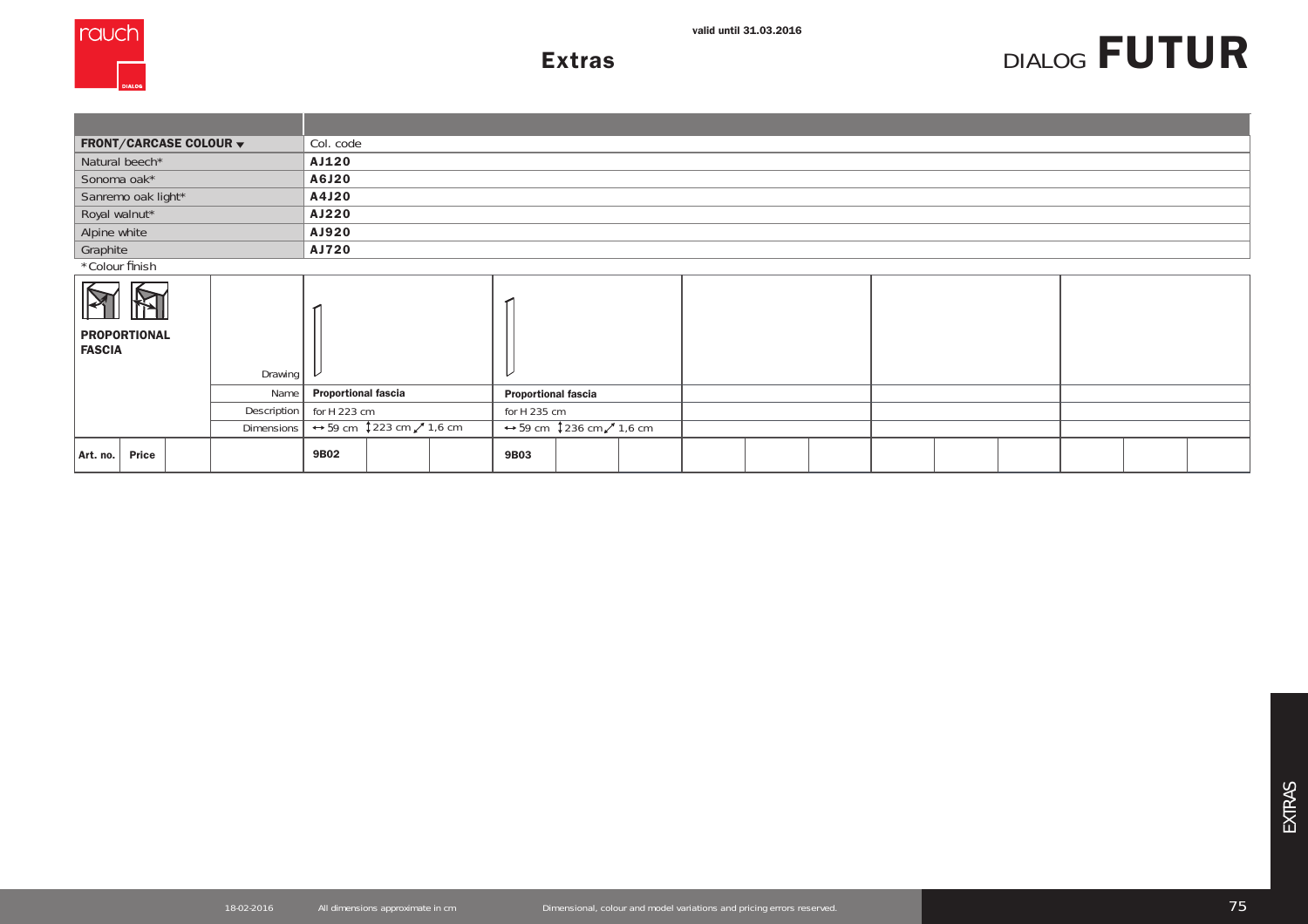valid until 31.03.2016

# Extras

DIALOG **FUTUR**

| FRONT/CARCASE COLOUR ▼ | Col. code |
|---|---|
| Natural beech* | AJ120 |
| Sonoma oak* | A6J20 |
| Sanremo oak light* | A4J20 |
| Royal walnut* | AJ220 |
| Alpine white | AJ920 |
| Graphite | AJ720 |

*Colour finish

**PROPORTIONAL FASCIA**

| | | |
|---|---|---|
| Drawing | | |
| Name | **Proportional fascia** | **Proportional fascia** |
| Description | for H 223 cm | for H 235 cm |
| Dimensions | ↔ 59 cm ↕ 223 cm ↗ 1,6 cm | ↔ 59 cm ↕ 236 cm ↗ 1,6 cm |
| **Art. no.** | **9B02** | **9B03** |
| **Price** | | |

18-02-2016 All dimensions approximate in cm Dimensional, colour and model variations and pricing errors reserved.

EXTRAS